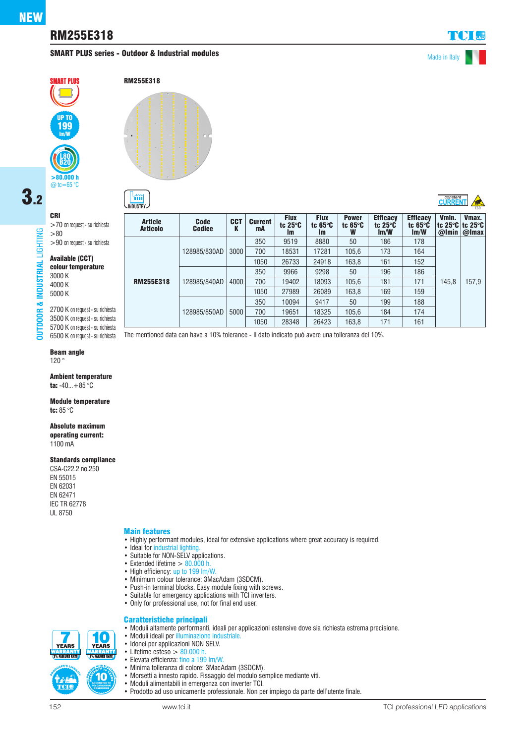NEW

# RM255E318

## SMART PLUS series - Outdoor & Industrial modules

Made in Italy

SMART PLUS

UP TO 199 lm/W

L80 B20 >80.000 h @ tc=65 °C

3.2

OUTDOOR & INDUSTRIAL LIGHTING

RM255E318

INDUSTRY

constant CURRENT

ESD

**CRI**
>70 on request - su richiesta
>80
>90 on request - su richiesta

**Available (CCT) colour temperature**
3000 K
4000 K
5000 K

2700 K on request - su richiesta
3500 K on request - su richiesta
5700 K on request - su richiesta
6500 K on request - su richiesta

**Beam angle**
120 °

**Ambient temperature**
**ta:** -40...+85 °C

**Module temperature**
**tc:** 85 °C

**Absolute maximum operating current:**
1100 mA

**Standards compliance**
CSA-C22.2 no.250
EN 55015
EN 62031
EN 62471
IEC TR 62778
UL 8750

| Article Articolo | Code Codice | CCT K | Current mA | Flux tc 25°C lm | Flux tc 65°C lm | Power tc 65°C W | Efficacy tc 25°C lm/W | Efficacy tc 65°C lm/W | Vmin. tc 25°C @Imin | Vmax. tc 25°C @Imax |
|---|---|---|---|---|---|---|---|---|---|---|
| **RM255E318** | 128985/830AD | 3000 | 350 | 9519 | 8880 | 50 | 186 | 178 | 145,8 | 157,9 |
| | | | 700 | 18531 | 17281 | 105,6 | 173 | 164 | | |
| | | | 1050 | 26733 | 24918 | 163,8 | 161 | 152 | | |
| | 128985/840AD | 4000 | 350 | 9966 | 9298 | 50 | 196 | 186 | | |
| | | | 700 | 19402 | 18093 | 105,6 | 181 | 171 | | |
| | | | 1050 | 27989 | 26089 | 163,8 | 169 | 159 | | |
| | 128985/850AD | 5000 | 350 | 10094 | 9417 | 50 | 199 | 188 | | |
| | | | 700 | 19651 | 18325 | 105,6 | 184 | 174 | | |
| | | | 1050 | 28348 | 26423 | 163,8 | 171 | 161 | | |

The mentioned data can have a 10% tolerance - Il dato indicato può avere una tolleranza del 10%.

### Main features

- Highly performant modules, ideal for extensive applications where great accuracy is required.
- Ideal for industrial lighting.
- Suitable for NON-SELV applications.
- Extended lifetime > 80.000 h.
- High efficiency: up to 199 lm/W.
- Minimum colour tolerance: 3MacAdam (3SDCM).
- Push-in terminal blocks. Easy module fixing with screws.
- Suitable for emergency applications with TCI inverters.
- Only for professional use, not for final end user.

### Caratteristiche principali

- Moduli altamente performanti, ideali per applicazioni estensive dove sia richiesta estrema precisione.
- Moduli ideali per illuminazione industriale.
- Idonei per applicazioni NON SELV.
- Lifetime esteso > 80.000 h.
- Elevata efficienza: fino a 199 lm/W.
- Minima tolleranza di colore: 3MacAdam (3SDCM).
- Morsetti a innesto rapido. Fissaggio del modulo semplice mediante viti.
- Moduli alimentabili in emergenza con inverter TCI.
- Prodotto ad uso unicamente professionale. Non per impiego da parte dell'utente finale.

7 YEARS WARRANTY 3% FAILURE RATE

10 YEARS WARRANTY 5% FAILURE RATE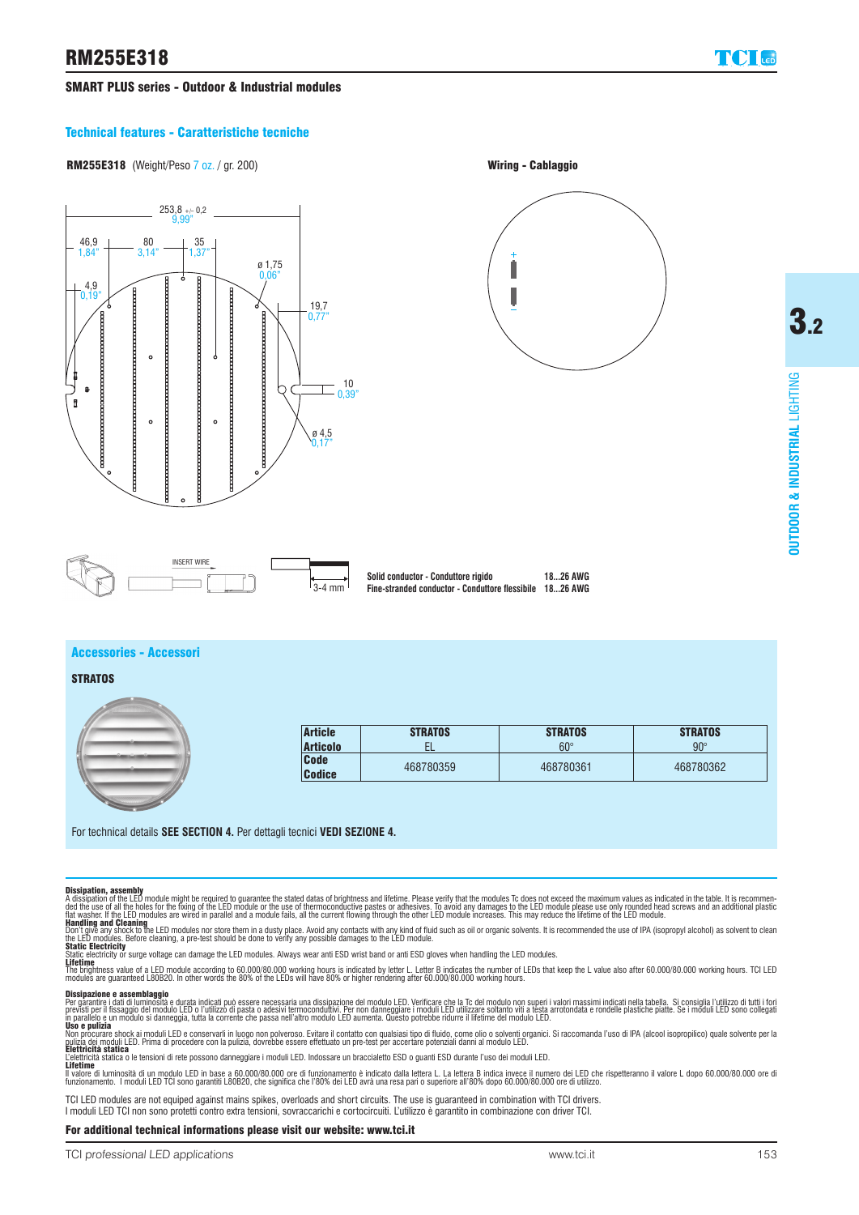# RM255E318

**SMART PLUS series - Outdoor & Industrial modules**

### Technical features - Caratteristiche tecniche

**RM255E318** (Weight/Peso 7 oz. / gr. 200)

**Wiring - Cablaggio**

253,8 +/- 0,2
9,99"
46,9
1,84"
80
3,14"
35
1,37"
ø 1,75
0,06"
4,9
0,19"
19,7
0,77"
10
0,39"
ø 4,5
0,17"

INSERT WIRE
3-4 mm

| | |
|---|---|
| **Solid conductor - Conduttore rigido** | **18...26 AWG** |
| **Fine-stranded conductor - Conduttore flessibile** | **18...26 AWG** |

### Accessories - Accessori

**STRATOS**

| **Article** **Articolo** | **STRATOS** EL | **STRATOS** 60° | **STRATOS** 90° |
|---|---|---|---|
| **Code** **Codice** | 468780359 | 468780361 | 468780362 |

For technical details **SEE SECTION 4.** Per dettagli tecnici **VEDI SEZIONE 4.**

**Dissipation, assembly**
A dissipation of the LED module might be required to guarantee the stated datas of brightness and lifetime. Please verify that the modules Tc does not exceed the maximum values as indicated in the table. It is recommended the use of all the holes for the fixing of the LED module or the use of thermoconductive pastes or adhesives. To avoid any damages to the LED module please use only rounded head screws and an additional plastic flat washer. If the LED modules are wired in parallel and a module fails, all the current flowing through the other LED module increases. This may reduce the lifetime of the LED module.
**Handling and Cleaning**
Don't give any shock to the LED modules nor store them in a dusty place. Avoid any contacts with any kind of fluid such as oil or organic solvents. It is recommended the use of IPA (isopropyl alcohol) as solvent to clean the LED modules. Before cleaning, a pre-test should be done to verify any possible damages to the LED module.
**Static Electricity**
Static electricity or surge voltage can damage the LED modules. Always wear anti ESD wrist band or anti ESD gloves when handling the LED modules.
**Lifetime**
The brightness value of a LED module according to 60.000/80.000 working hours is indicated by letter L. Letter B indicates the number of LEDs that keep the L value also after 60.000/80.000 working hours. TCI LED modules are guaranteed L80B20. In other words the 80% of the LEDs will have 80% or higher rendering after 60.000/80.000 working hours.

**Dissipazione e assemblaggio**
Per garantire i dati di luminosità e durata indicati può essere necessaria una dissipazione del modulo LED. Verificare che la Tc del modulo non superi i valori massimi indicati nella tabella. Si consiglia l'utilizzo di tutti i fori previsti per il fissaggio del modulo LED o l'utilizzo di pasta o adesivi termoconduttivi. Per non danneggiare i moduli LED utilizzare soltanto viti a testa arrotondata e rondelle plastiche piatte. Se i moduli LED sono collegati in parallelo e un modulo si danneggia, tutta la corrente che passa nell'altro modulo LED aumenta. Questo potrebbe ridurre il lifetime del modulo LED.
**Uso e pulizia**
Non procurare shock ai moduli LED e conservarli in luogo non polveroso. Evitare il contatto con qualsiasi tipo di fluido, come olio o solventi organici. Si raccomanda l'uso di IPA (alcool isopropilico) quale solvente per la pulizia dei moduli LED. Prima di procedere con la pulizia, dovrebbe essere effettuato un pre-test per accertare potenziali danni al modulo LED.
**Elettricità statica**
L'elettricità statica o le tensioni di rete possono danneggiare i moduli LED. Indossare un braccialetto ESD o guanti ESD durante l'uso dei moduli LED.
**Lifetime**
Il valore di luminosità di un modulo LED in base a 60.000/80.000 ore di funzionamento è indicato dalla lettera L. La lettera B indica invece il numero dei LED che rispetteranno il valore L dopo 60.000/80.000 ore di funzionamento. I moduli LED TCI sono garantiti L80B20, che significa che l'80% dei LED avrà una resa pari o superiore all'80% dopo 60.000/80.000 ore di utilizzo.

TCI LED modules are not equiped against mains spikes, overloads and short circuits. The use is guaranteed in combination with TCI drivers.
I moduli LED TCI non sono protetti contro extra tensioni, sovraccarichi e cortocircuiti. L'utilizzo è garantito in combinazione con driver TCI.

**For additional technical informations please visit our website: www.tci.it**